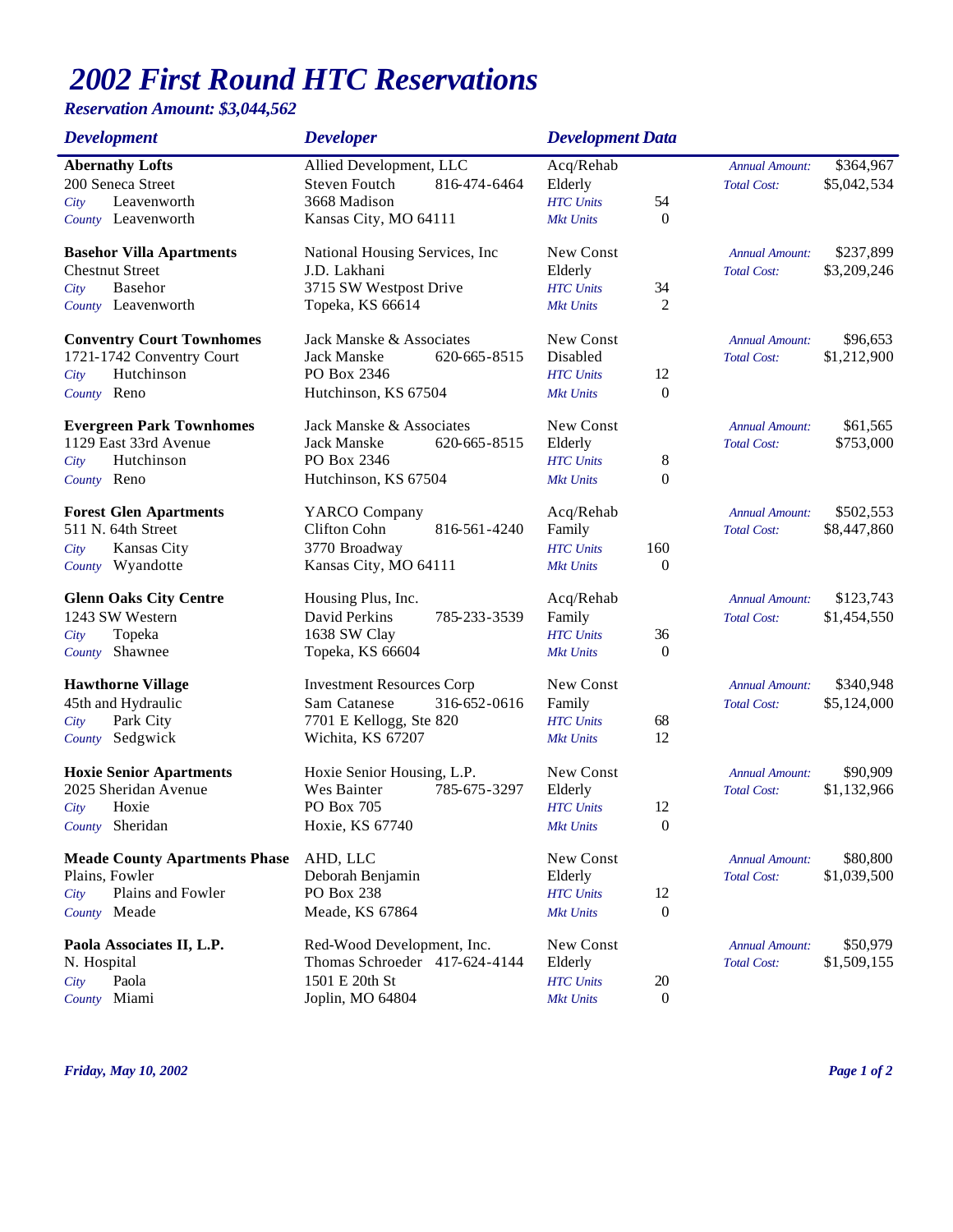# *2002 First Round HTC Reservations*

***Reservation Amount: $3,044,562***

| *Development* | *Developer* | *Development Data* | | | |
|---|---|---|---|---|---|
| **Abernathy Lofts**<br>200 Seneca Street<br>*City* Leavenworth<br>*County* Leavenworth | Allied Development, LLC<br>Steven Foutch 816-474-6464<br>3668 Madison<br>Kansas City, MO 64111 | Acq/Rehab<br>Elderly<br>*HTC Units*<br>*Mkt Units* | <br><br>54<br>0 | *Annual Amount:*<br>*Total Cost:* | $364,967<br>$5,042,534 |
| **Basehor Villa Apartments**<br>Chestnut Street<br>*City* Basehor<br>*County* Leavenworth | National Housing Services, Inc<br>J.D. Lakhani<br>3715 SW Westpost Drive<br>Topeka, KS 66614 | New Const<br>Elderly<br>*HTC Units*<br>*Mkt Units* | <br><br>34<br>2 | *Annual Amount:*<br>*Total Cost:* | $237,899<br>$3,209,246 |
| **Conventry Court Townhomes**<br>1721-1742 Conventry Court<br>*City* Hutchinson<br>*County* Reno | Jack Manske & Associates<br>Jack Manske 620-665-8515<br>PO Box 2346<br>Hutchinson, KS 67504 | New Const<br>Disabled<br>*HTC Units*<br>*Mkt Units* | <br><br>12<br>0 | *Annual Amount:*<br>*Total Cost:* | $96,653<br>$1,212,900 |
| **Evergreen Park Townhomes**<br>1129 East 33rd Avenue<br>*City* Hutchinson<br>*County* Reno | Jack Manske & Associates<br>Jack Manske 620-665-8515<br>PO Box 2346<br>Hutchinson, KS 67504 | New Const<br>Elderly<br>*HTC Units*<br>*Mkt Units* | <br><br>8<br>0 | *Annual Amount:*<br>*Total Cost:* | $61,565<br>$753,000 |
| **Forest Glen Apartments**<br>511 N. 64th Street<br>*City* Kansas City<br>*County* Wyandotte | YARCO Company<br>Clifton Cohn 816-561-4240<br>3770 Broadway<br>Kansas City, MO 64111 | Acq/Rehab<br>Family<br>*HTC Units*<br>*Mkt Units* | <br><br>160<br>0 | *Annual Amount:*<br>*Total Cost:* | $502,553<br>$8,447,860 |
| **Glenn Oaks City Centre**<br>1243 SW Western<br>*City* Topeka<br>*County* Shawnee | Housing Plus, Inc.<br>David Perkins 785-233-3539<br>1638 SW Clay<br>Topeka, KS 66604 | Acq/Rehab<br>Family<br>*HTC Units*<br>*Mkt Units* | <br><br>36<br>0 | *Annual Amount:*<br>*Total Cost:* | $123,743<br>$1,454,550 |
| **Hawthorne Village**<br>45th and Hydraulic<br>*City* Park City<br>*County* Sedgwick | Investment Resources Corp<br>Sam Catanese 316-652-0616<br>7701 E Kellogg, Ste 820<br>Wichita, KS 67207 | New Const<br>Family<br>*HTC Units*<br>*Mkt Units* | <br><br>68<br>12 | *Annual Amount:*<br>*Total Cost:* | $340,948<br>$5,124,000 |
| **Hoxie Senior Apartments**<br>2025 Sheridan Avenue<br>*City* Hoxie<br>*County* Sheridan | Hoxie Senior Housing, L.P.<br>Wes Bainter 785-675-3297<br>PO Box 705<br>Hoxie, KS 67740 | New Const<br>Elderly<br>*HTC Units*<br>*Mkt Units* | <br><br>12<br>0 | *Annual Amount:*<br>*Total Cost:* | $90,909<br>$1,132,966 |
| **Meade County Apartments Phase**<br>Plains, Fowler<br>*City* Plains and Fowler<br>*County* Meade | AHD, LLC<br>Deborah Benjamin<br>PO Box 238<br>Meade, KS 67864 | New Const<br>Elderly<br>*HTC Units*<br>*Mkt Units* | <br><br>12<br>0 | *Annual Amount:*<br>*Total Cost:* | $80,800<br>$1,039,500 |
| **Paola Associates II, L.P.**<br>N. Hospital<br>*City* Paola<br>*County* Miami | Red-Wood Development, Inc.<br>Thomas Schroeder 417-624-4144<br>1501 E 20th St<br>Joplin, MO 64804 | New Const<br>Elderly<br>*HTC Units*<br>*Mkt Units* | <br><br>20<br>0 | *Annual Amount:*<br>*Total Cost:* | $50,979<br>$1,509,155 |

***Friday, May 10, 2002***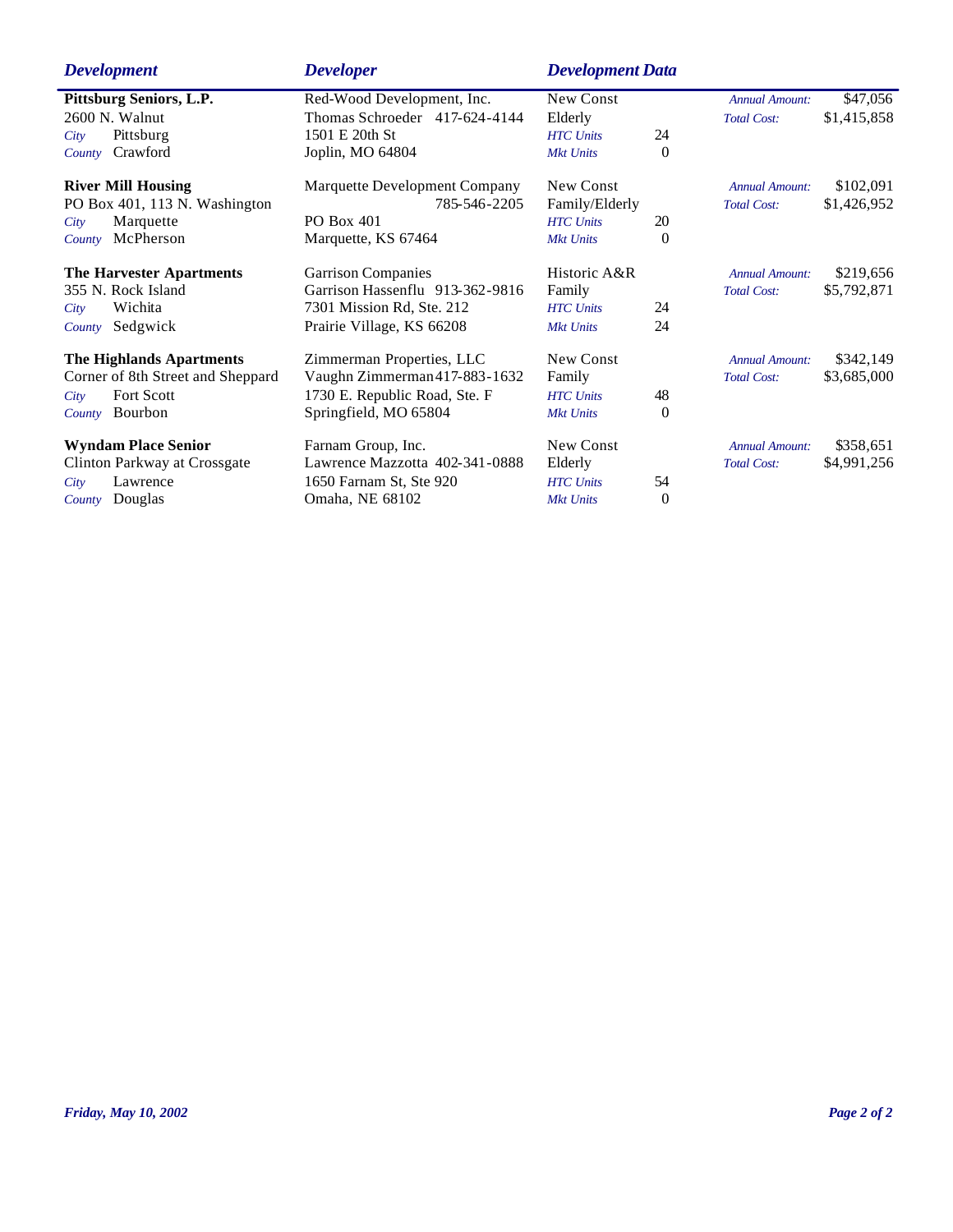| Development | Developer | Development Data | | | |
|---|---|---|---|---|---|
| **Pittsburg Seniors, L.P.**<br>2600 N. Walnut<br>*City* Pittsburg<br>*County* Crawford | Red-Wood Development, Inc.<br>Thomas Schroeder 417-624-4144<br>1501 E 20th St<br>Joplin, MO 64804 | New Const<br>Elderly<br>*HTC Units*<br>*Mkt Units* | <br><br>24<br>0 | *Annual Amount:*<br>*Total Cost:* | $47,056<br>$1,415,858 |
| **River Mill Housing**<br>PO Box 401, 113 N. Washington<br>*City* Marquette<br>*County* McPherson | Marquette Development Company<br>785-546-2205<br>PO Box 401<br>Marquette, KS 67464 | New Const<br>Family/Elderly<br>*HTC Units*<br>*Mkt Units* | <br><br>20<br>0 | *Annual Amount:*<br>*Total Cost:* | $102,091<br>$1,426,952 |
| **The Harvester Apartments**<br>355 N. Rock Island<br>*City* Wichita<br>*County* Sedgwick | Garrison Companies<br>Garrison Hassenflu 913-362-9816<br>7301 Mission Rd, Ste. 212<br>Prairie Village, KS 66208 | Historic A&R<br>Family<br>*HTC Units*<br>*Mkt Units* | <br><br>24<br>24 | *Annual Amount:*<br>*Total Cost:* | $219,656<br>$5,792,871 |
| **The Highlands Apartments**<br>Corner of 8th Street and Sheppard<br>*City* Fort Scott<br>*County* Bourbon | Zimmerman Properties, LLC<br>Vaughn Zimmerman 417-883-1632<br>1730 E. Republic Road, Ste. F<br>Springfield, MO 65804 | New Const<br>Family<br>*HTC Units*<br>*Mkt Units* | <br><br>48<br>0 | *Annual Amount:*<br>*Total Cost:* | $342,149<br>$3,685,000 |
| **Wyndam Place Senior**<br>Clinton Parkway at Crossgate<br>*City* Lawrence<br>*County* Douglas | Farnam Group, Inc.<br>Lawrence Mazzotta 402-341-0888<br>1650 Farnam St, Ste 920<br>Omaha, NE 68102 | New Const<br>Elderly<br>*HTC Units*<br>*Mkt Units* | <br><br>54<br>0 | *Annual Amount:*<br>*Total Cost:* | $358,651<br>$4,991,256 |

*Friday, May 10, 2002*